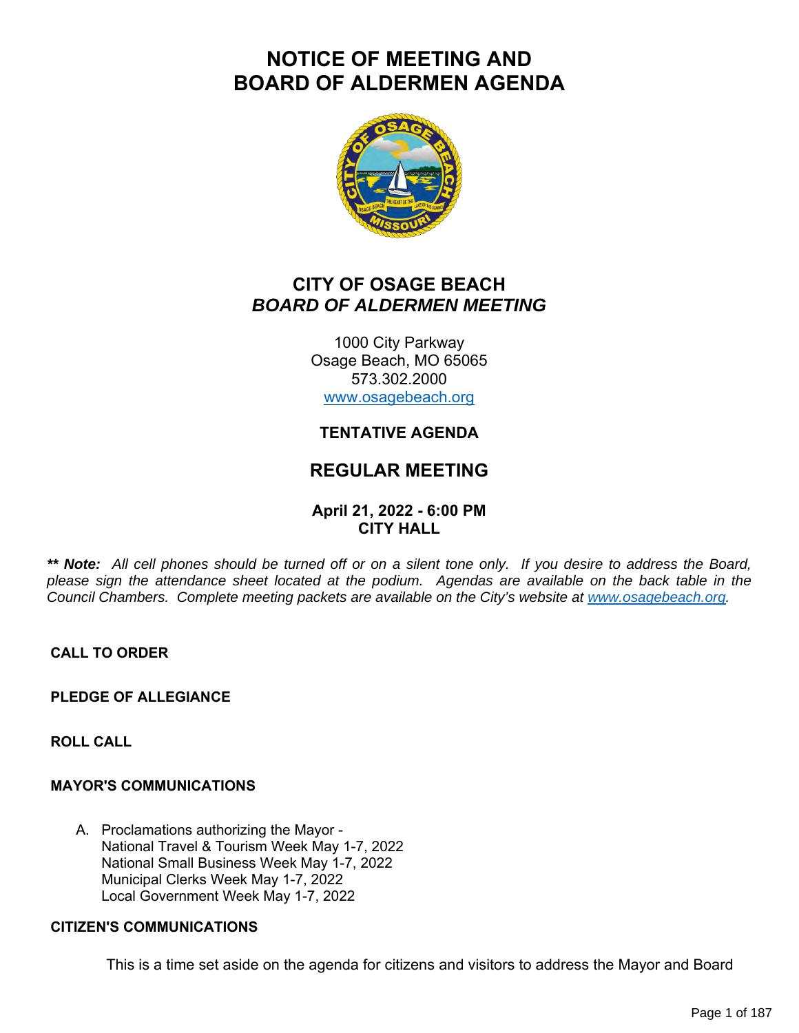# NOTICE OF MEETING AND BOARD OF ALDERMEN AGENDA

## CITY OF OSAGE BEACH
## *BOARD OF ALDERMEN MEETING*

1000 City Parkway
Osage Beach, MO 65065
573.302.2000
www.osagebeach.org

### TENTATIVE AGENDA

## REGULAR MEETING

**April 21, 2022 - 6:00 PM**
**CITY HALL**

***\*\* Note:*** *All cell phones should be turned off or on a silent tone only. If you desire to address the Board, please sign the attendance sheet located at the podium. Agendas are available on the back table in the Council Chambers. Complete meeting packets are available on the City's website at www.osagebeach.org.*

**CALL TO ORDER**

**PLEDGE OF ALLEGIANCE**

**ROLL CALL**

**MAYOR'S COMMUNICATIONS**

A. Proclamations authorizing the Mayor -
   National Travel & Tourism Week May 1-7, 2022
   National Small Business Week May 1-7, 2022
   Municipal Clerks Week May 1-7, 2022
   Local Government Week May 1-7, 2022

**CITIZEN'S COMMUNICATIONS**

This is a time set aside on the agenda for citizens and visitors to address the Mayor and Board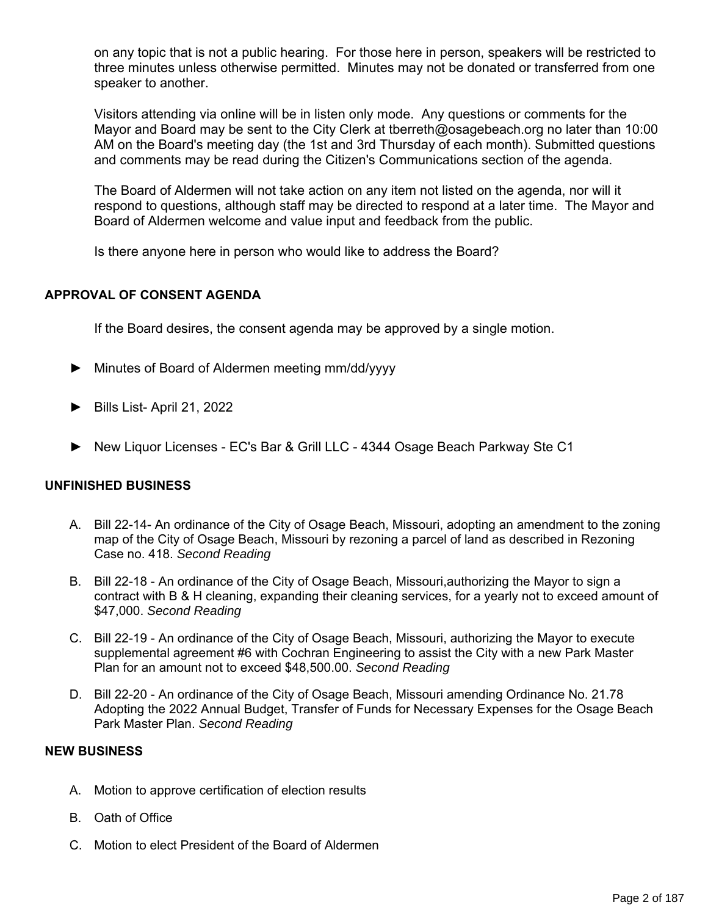on any topic that is not a public hearing. For those here in person, speakers will be restricted to three minutes unless otherwise permitted. Minutes may not be donated or transferred from one speaker to another.

Visitors attending via online will be in listen only mode. Any questions or comments for the Mayor and Board may be sent to the City Clerk at tberreth@osagebeach.org no later than 10:00 AM on the Board's meeting day (the 1st and 3rd Thursday of each month). Submitted questions and comments may be read during the Citizen's Communications section of the agenda.

The Board of Aldermen will not take action on any item not listed on the agenda, nor will it respond to questions, although staff may be directed to respond at a later time. The Mayor and Board of Aldermen welcome and value input and feedback from the public.

Is there anyone here in person who would like to address the Board?

## APPROVAL OF CONSENT AGENDA

If the Board desires, the consent agenda may be approved by a single motion.

- ► Minutes of Board of Aldermen meeting mm/dd/yyyy
- ► Bills List- April 21, 2022
- ► New Liquor Licenses - EC's Bar & Grill LLC - 4344 Osage Beach Parkway Ste C1

## UNFINISHED BUSINESS

A. Bill 22-14- An ordinance of the City of Osage Beach, Missouri, adopting an amendment to the zoning map of the City of Osage Beach, Missouri by rezoning a parcel of land as described in Rezoning Case no. 418. *Second Reading*

B. Bill 22-18 - An ordinance of the City of Osage Beach, Missouri,authorizing the Mayor to sign a contract with B & H cleaning, expanding their cleaning services, for a yearly not to exceed amount of $47,000. *Second Reading*

C. Bill 22-19 - An ordinance of the City of Osage Beach, Missouri, authorizing the Mayor to execute supplemental agreement #6 with Cochran Engineering to assist the City with a new Park Master Plan for an amount not to exceed $48,500.00. *Second Reading*

D. Bill 22-20 - An ordinance of the City of Osage Beach, Missouri amending Ordinance No. 21.78 Adopting the 2022 Annual Budget, Transfer of Funds for Necessary Expenses for the Osage Beach Park Master Plan. *Second Reading*

## NEW BUSINESS

A. Motion to approve certification of election results

B. Oath of Office

C. Motion to elect President of the Board of Aldermen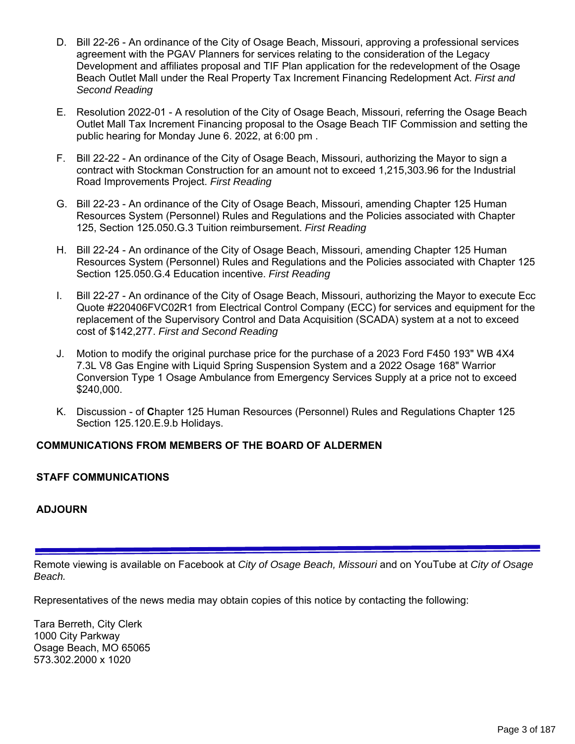D. Bill 22-26 - An ordinance of the City of Osage Beach, Missouri, approving a professional services agreement with the PGAV Planners for services relating to the consideration of the Legacy Development and affiliates proposal and TIF Plan application for the redevelopment of the Osage Beach Outlet Mall under the Real Property Tax Increment Financing Redelopment Act. *First and Second Reading*

E. Resolution 2022-01 - A resolution of the City of Osage Beach, Missouri, referring the Osage Beach Outlet Mall Tax Increment Financing proposal to the Osage Beach TIF Commission and setting the public hearing for Monday June 6. 2022, at 6:00 pm .

F. Bill 22-22 - An ordinance of the City of Osage Beach, Missouri, authorizing the Mayor to sign a contract with Stockman Construction for an amount not to exceed 1,215,303.96 for the Industrial Road Improvements Project. *First Reading*

G. Bill 22-23 - An ordinance of the City of Osage Beach, Missouri, amending Chapter 125 Human Resources System (Personnel) Rules and Regulations and the Policies associated with Chapter 125, Section 125.050.G.3 Tuition reimbursement. *First Reading*

H. Bill 22-24 - An ordinance of the City of Osage Beach, Missouri, amending Chapter 125 Human Resources System (Personnel) Rules and Regulations and the Policies associated with Chapter 125 Section 125.050.G.4 Education incentive. *First Reading*

I. Bill 22-27 - An ordinance of the City of Osage Beach, Missouri, authorizing the Mayor to execute Ecc Quote #220406FVC02R1 from Electrical Control Company (ECC) for services and equipment for the replacement of the Supervisory Control and Data Acquisition (SCADA) system at a not to exceed cost of $142,277. *First and Second Reading*

J. Motion to modify the original purchase price for the purchase of a 2023 Ford F450 193" WB 4X4 7.3L V8 Gas Engine with Liquid Spring Suspension System and a 2022 Osage 168" Warrior Conversion Type 1 Osage Ambulance from Emergency Services Supply at a price not to exceed $240,000.

K. Discussion - of **C**hapter 125 Human Resources (Personnel) Rules and Regulations Chapter 125 Section 125.120.E.9.b Holidays.

**COMMUNICATIONS FROM MEMBERS OF THE BOARD OF ALDERMEN**

**STAFF COMMUNICATIONS**

**ADJOURN**

---

Remote viewing is available on Facebook at *City of Osage Beach, Missouri* and on YouTube at *City of Osage Beach.*

Representatives of the news media may obtain copies of this notice by contacting the following:

Tara Berreth, City Clerk
1000 City Parkway
Osage Beach, MO 65065
573.302.2000 x 1020